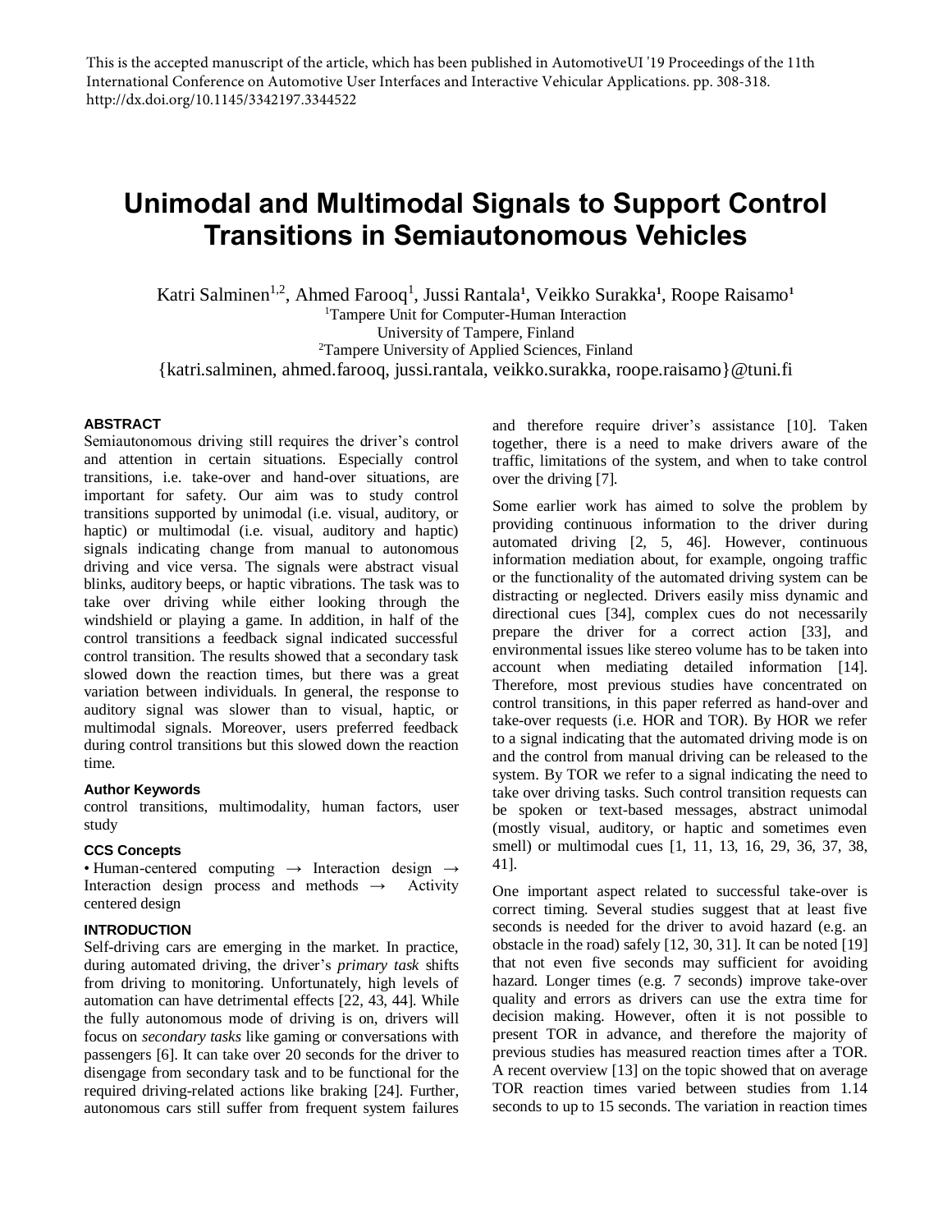This is the accepted manuscript of the article, which has been published in AutomotiveUI '19 Proceedings of the 11th International Conference on Automotive User Interfaces and Interactive Vehicular Applications. pp. 308-318. http://dx.doi.org/10.1145/3342197.3344522

# Unimodal and Multimodal Signals to Support Control Transitions in Semiautonomous Vehicles

Katri Salminen[1,2], Ahmed Farooq[1], Jussi Rantala[1], Veikko Surakka[1], Roope Raisamo[1]

[1]Tampere Unit for Computer-Human Interaction
University of Tampere, Finland
[2]Tampere University of Applied Sciences, Finland
{katri.salminen, ahmed.farooq, jussi.rantala, veikko.surakka, roope.raisamo}@tuni.fi

### ABSTRACT

Semiautonomous driving still requires the driver's control and attention in certain situations. Especially control transitions, i.e. take-over and hand-over situations, are important for safety. Our aim was to study control transitions supported by unimodal (i.e. visual, auditory, or haptic) or multimodal (i.e. visual, auditory and haptic) signals indicating change from manual to autonomous driving and vice versa. The signals were abstract visual blinks, auditory beeps, or haptic vibrations. The task was to take over driving while either looking through the windshield or playing a game. In addition, in half of the control transitions a feedback signal indicated successful control transition. The results showed that a secondary task slowed down the reaction times, but there was a great variation between individuals. In general, the response to auditory signal was slower than to visual, haptic, or multimodal signals. Moreover, users preferred feedback during control transitions but this slowed down the reaction time.

### Author Keywords

control transitions, multimodality, human factors, user study

### CCS Concepts

• Human-centered computing → Interaction design → Interaction design process and methods → Activity centered design

### INTRODUCTION

Self-driving cars are emerging in the market. In practice, during automated driving, the driver's *primary task* shifts from driving to monitoring. Unfortunately, high levels of automation can have detrimental effects [22, 43, 44]. While the fully autonomous mode of driving is on, drivers will focus on *secondary tasks* like gaming or conversations with passengers [6]. It can take over 20 seconds for the driver to disengage from secondary task and to be functional for the required driving-related actions like braking [24]. Further, autonomous cars still suffer from frequent system failures and therefore require driver's assistance [10]. Taken together, there is a need to make drivers aware of the traffic, limitations of the system, and when to take control over the driving [7].

Some earlier work has aimed to solve the problem by providing continuous information to the driver during automated driving [2, 5, 46]. However, continuous information mediation about, for example, ongoing traffic or the functionality of the automated driving system can be distracting or neglected. Drivers easily miss dynamic and directional cues [34], complex cues do not necessarily prepare the driver for a correct action [33], and environmental issues like stereo volume has to be taken into account when mediating detailed information [14]. Therefore, most previous studies have concentrated on control transitions, in this paper referred as hand-over and take-over requests (i.e. HOR and TOR). By HOR we refer to a signal indicating that the automated driving mode is on and the control from manual driving can be released to the system. By TOR we refer to a signal indicating the need to take over driving tasks. Such control transition requests can be spoken or text-based messages, abstract unimodal (mostly visual, auditory, or haptic and sometimes even smell) or multimodal cues [1, 11, 13, 16, 29, 36, 37, 38, 41].

One important aspect related to successful take-over is correct timing. Several studies suggest that at least five seconds is needed for the driver to avoid hazard (e.g. an obstacle in the road) safely [12, 30, 31]. It can be noted [19] that not even five seconds may sufficient for avoiding hazard. Longer times (e.g. 7 seconds) improve take-over quality and errors as drivers can use the extra time for decision making. However, often it is not possible to present TOR in advance, and therefore the majority of previous studies has measured reaction times after a TOR. A recent overview [13] on the topic showed that on average TOR reaction times varied between studies from 1.14 seconds to up to 15 seconds. The variation in reaction times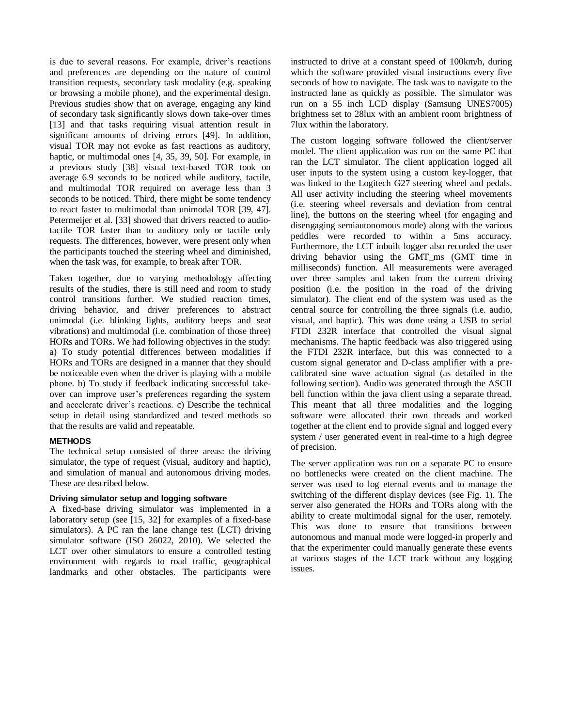is due to several reasons. For example, driver's reactions and preferences are depending on the nature of control transition requests, secondary task modality (e.g. speaking or browsing a mobile phone), and the experimental design. Previous studies show that on average, engaging any kind of secondary task significantly slows down take-over times [13] and that tasks requiring visual attention result in significant amounts of driving errors [49]. In addition, visual TOR may not evoke as fast reactions as auditory, haptic, or multimodal ones [4, 35, 39, 50]. For example, in a previous study [38] visual text-based TOR took on average 6.9 seconds to be noticed while auditory, tactile, and multimodal TOR required on average less than 3 seconds to be noticed. Third, there might be some tendency to react faster to multimodal than unimodal TOR [39, 47]. Petermeijer et al. [33] showed that drivers reacted to audio-tactile TOR faster than to auditory only or tactile only requests. The differences, however, were present only when the participants touched the steering wheel and diminished, when the task was, for example, to break after TOR.

Taken together, due to varying methodology affecting results of the studies, there is still need and room to study control transitions further. We studied reaction times, driving behavior, and driver preferences to abstract unimodal (i.e. blinking lights, auditory beeps and seat vibrations) and multimodal (i.e. combination of those three) HORs and TORs. We had following objectives in the study: a) To study potential differences between modalities if HORs and TORs are designed in a manner that they should be noticeable even when the driver is playing with a mobile phone. b) To study if feedback indicating successful take-over can improve user's preferences regarding the system and accelerate driver's reactions. c) Describe the technical setup in detail using standardized and tested methods so that the results are valid and repeatable.

## METHODS

The technical setup consisted of three areas: the driving simulator, the type of request (visual, auditory and haptic), and simulation of manual and autonomous driving modes. These are described below.

### Driving simulator setup and logging software

A fixed-base driving simulator was implemented in a laboratory setup (see [15, 32] for examples of a fixed-base simulators). A PC ran the lane change test (LCT) driving simulator software (ISO 26022, 2010). We selected the LCT over other simulators to ensure a controlled testing environment with regards to road traffic, geographical landmarks and other obstacles. The participants were instructed to drive at a constant speed of 100km/h, during which the software provided visual instructions every five seconds of how to navigate. The task was to navigate to the instructed lane as quickly as possible. The simulator was run on a 55 inch LCD display (Samsung UNES7005) brightness set to 28lux with an ambient room brightness of 7lux within the laboratory.

The custom logging software followed the client/server model. The client application was run on the same PC that ran the LCT simulator. The client application logged all user inputs to the system using a custom key-logger, that was linked to the Logitech G27 steering wheel and pedals. All user activity including the steering wheel movements (i.e. steering wheel reversals and deviation from central line), the buttons on the steering wheel (for engaging and disengaging semiautonomous mode) along with the various peddles were recorded to within a 5ms accuracy. Furthermore, the LCT inbuilt logger also recorded the user driving behavior using the GMT_ms (GMT time in milliseconds) function. All measurements were averaged over three samples and taken from the current driving position (i.e. the position in the road of the driving simulator). The client end of the system was used as the central source for controlling the three signals (i.e. audio, visual, and haptic). This was done using a USB to serial FTDI 232R interface that controlled the visual signal mechanisms. The haptic feedback was also triggered using the FTDI 232R interface, but this was connected to a custom signal generator and D-class amplifier with a pre-calibrated sine wave actuation signal (as detailed in the following section). Audio was generated through the ASCII bell function within the java client using a separate thread. This meant that all three modalities and the logging software were allocated their own threads and worked together at the client end to provide signal and logged every system / user generated event in real-time to a high degree of precision.

The server application was run on a separate PC to ensure no bottlenecks were created on the client machine. The server was used to log eternal events and to manage the switching of the different display devices (see Fig. 1). The server also generated the HORs and TORs along with the ability to create multimodal signal for the user, remotely. This was done to ensure that transitions between autonomous and manual mode were logged-in properly and that the experimenter could manually generate these events at various stages of the LCT track without any logging issues.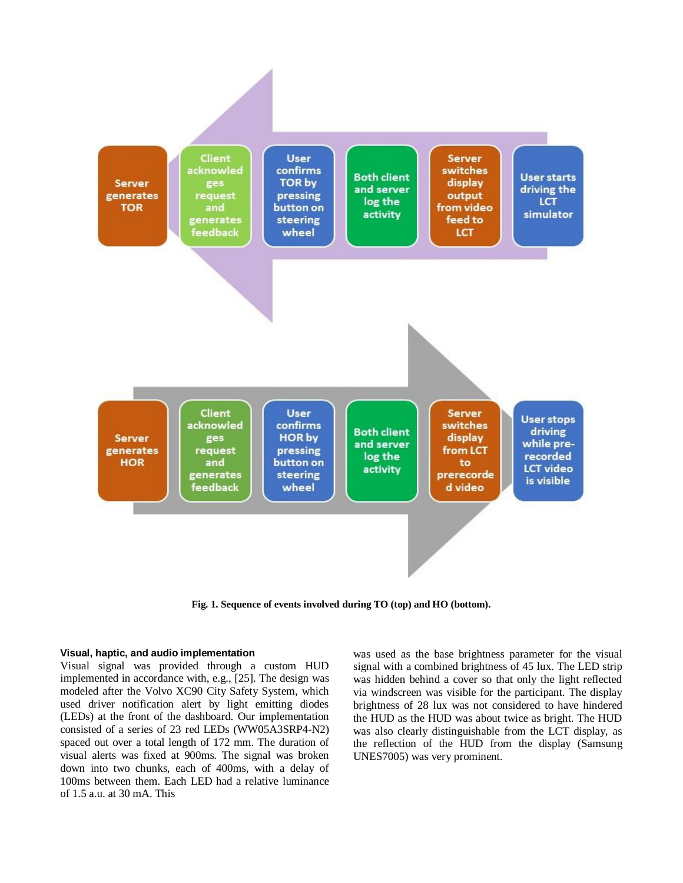Server generates TOR → Client acknowledges request and generates feedback → User confirms TOR by pressing button on steering wheel → Both client and server log the activity → Server switches display output from video feed to LCT → User starts driving the LCT simulator

Server generates HOR → Client acknowledges request and generates feedback → User confirms HOR by pressing button on steering wheel → Both client and server log the activity → Server switches display from LCT to prerecorded video → User stops driving while pre-recorded LCT video is visible

**Fig. 1. Sequence of events involved during TO (top) and HO (bottom).**

**Visual, haptic, and audio implementation**

Visual signal was provided through a custom HUD implemented in accordance with, e.g., [25]. The design was modeled after the Volvo XC90 City Safety System, which used driver notification alert by light emitting diodes (LEDs) at the front of the dashboard. Our implementation consisted of a series of 23 red LEDs (WW05A3SRP4-N2) spaced out over a total length of 172 mm. The duration of visual alerts was fixed at 900ms. The signal was broken down into two chunks, each of 400ms, with a delay of 100ms between them. Each LED had a relative luminance of 1.5 a.u. at 30 mA. This was used as the base brightness parameter for the visual signal with a combined brightness of 45 lux. The LED strip was hidden behind a cover so that only the light reflected via windscreen was visible for the participant. The display brightness of 28 lux was not considered to have hindered the HUD as the HUD was about twice as bright. The HUD was also clearly distinguishable from the LCT display, as the reflection of the HUD from the display (Samsung UNES7005) was very prominent.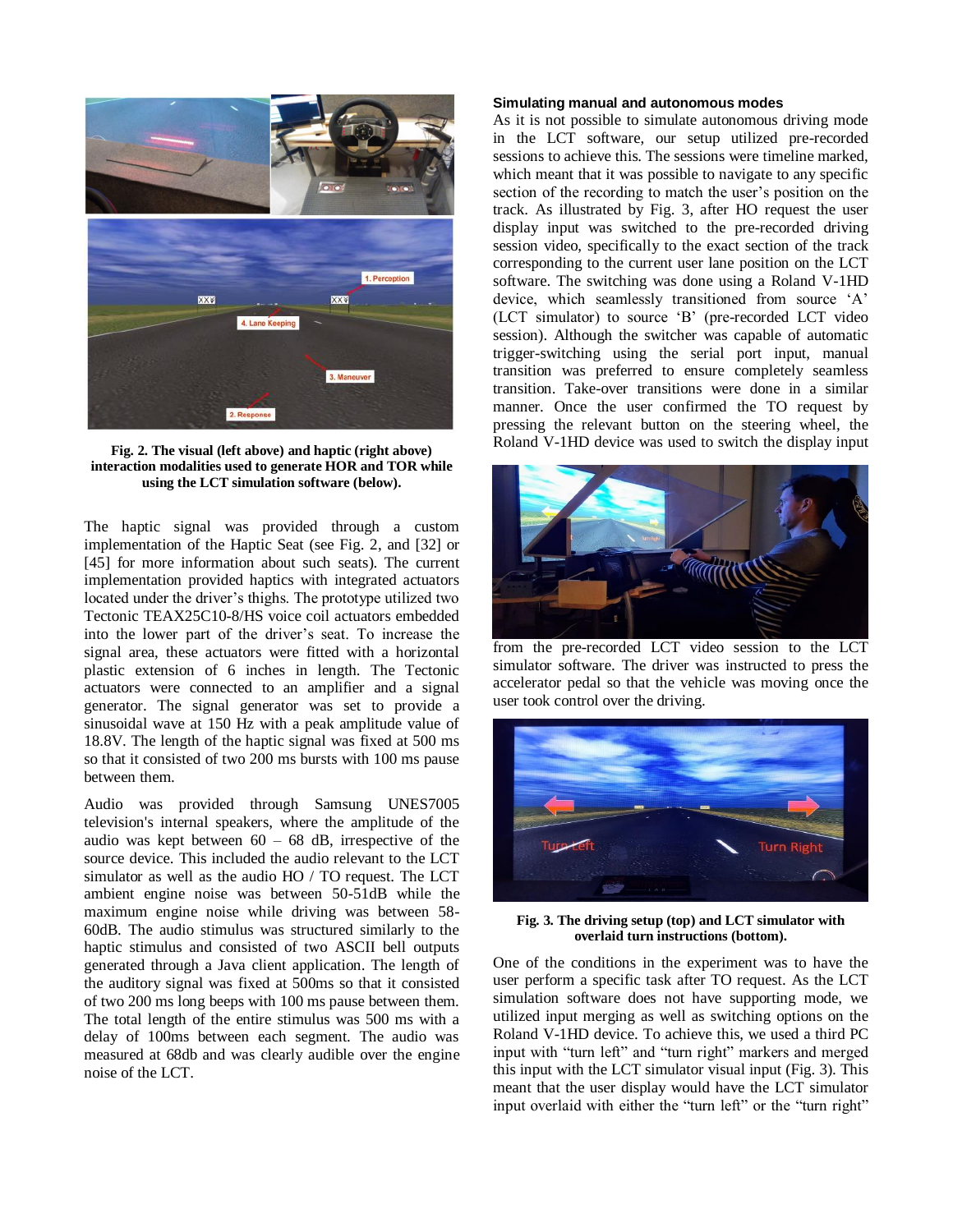**Fig. 2. The visual (left above) and haptic (right above) interaction modalities used to generate HOR and TOR while using the LCT simulation software (below).**

The haptic signal was provided through a custom implementation of the Haptic Seat (see Fig. 2, and [32] or [45] for more information about such seats). The current implementation provided haptics with integrated actuators located under the driver's thighs. The prototype utilized two Tectonic TEAX25C10-8/HS voice coil actuators embedded into the lower part of the driver's seat. To increase the signal area, these actuators were fitted with a horizontal plastic extension of 6 inches in length. The Tectonic actuators were connected to an amplifier and a signal generator. The signal generator was set to provide a sinusoidal wave at 150 Hz with a peak amplitude value of 18.8V. The length of the haptic signal was fixed at 500 ms so that it consisted of two 200 ms bursts with 100 ms pause between them.

Audio was provided through Samsung UNES7005 television's internal speakers, where the amplitude of the audio was kept between 60 – 68 dB, irrespective of the source device. This included the audio relevant to the LCT simulator as well as the audio HO / TO request. The LCT ambient engine noise was between 50-51dB while the maximum engine noise while driving was between 58-60dB. The audio stimulus was structured similarly to the haptic stimulus and consisted of two ASCII bell outputs generated through a Java client application. The length of the auditory signal was fixed at 500ms so that it consisted of two 200 ms long beeps with 100 ms pause between them. The total length of the entire stimulus was 500 ms with a delay of 100ms between each segment. The audio was measured at 68db and was clearly audible over the engine noise of the LCT.

**Simulating manual and autonomous modes**

As it is not possible to simulate autonomous driving mode in the LCT software, our setup utilized pre-recorded sessions to achieve this. The sessions were timeline marked, which meant that it was possible to navigate to any specific section of the recording to match the user's position on the track. As illustrated by Fig. 3, after HO request the user display input was switched to the pre-recorded driving session video, specifically to the exact section of the track corresponding to the current user lane position on the LCT software. The switching was done using a Roland V-1HD device, which seamlessly transitioned from source 'A' (LCT simulator) to source 'B' (pre-recorded LCT video session). Although the switcher was capable of automatic trigger-switching using the serial port input, manual transition was preferred to ensure completely seamless transition. Take-over transitions were done in a similar manner. Once the user confirmed the TO request by pressing the relevant button on the steering wheel, the Roland V-1HD device was used to switch the display input from the pre-recorded LCT video session to the LCT simulator software. The driver was instructed to press the accelerator pedal so that the vehicle was moving once the user took control over the driving.

**Fig. 3. The driving setup (top) and LCT simulator with overlaid turn instructions (bottom).**

One of the conditions in the experiment was to have the user perform a specific task after TO request. As the LCT simulation software does not have supporting mode, we utilized input merging as well as switching options on the Roland V-1HD device. To achieve this, we used a third PC input with "turn left" and "turn right" markers and merged this input with the LCT simulator visual input (Fig. 3). This meant that the user display would have the LCT simulator input overlaid with either the "turn left" or the "turn right"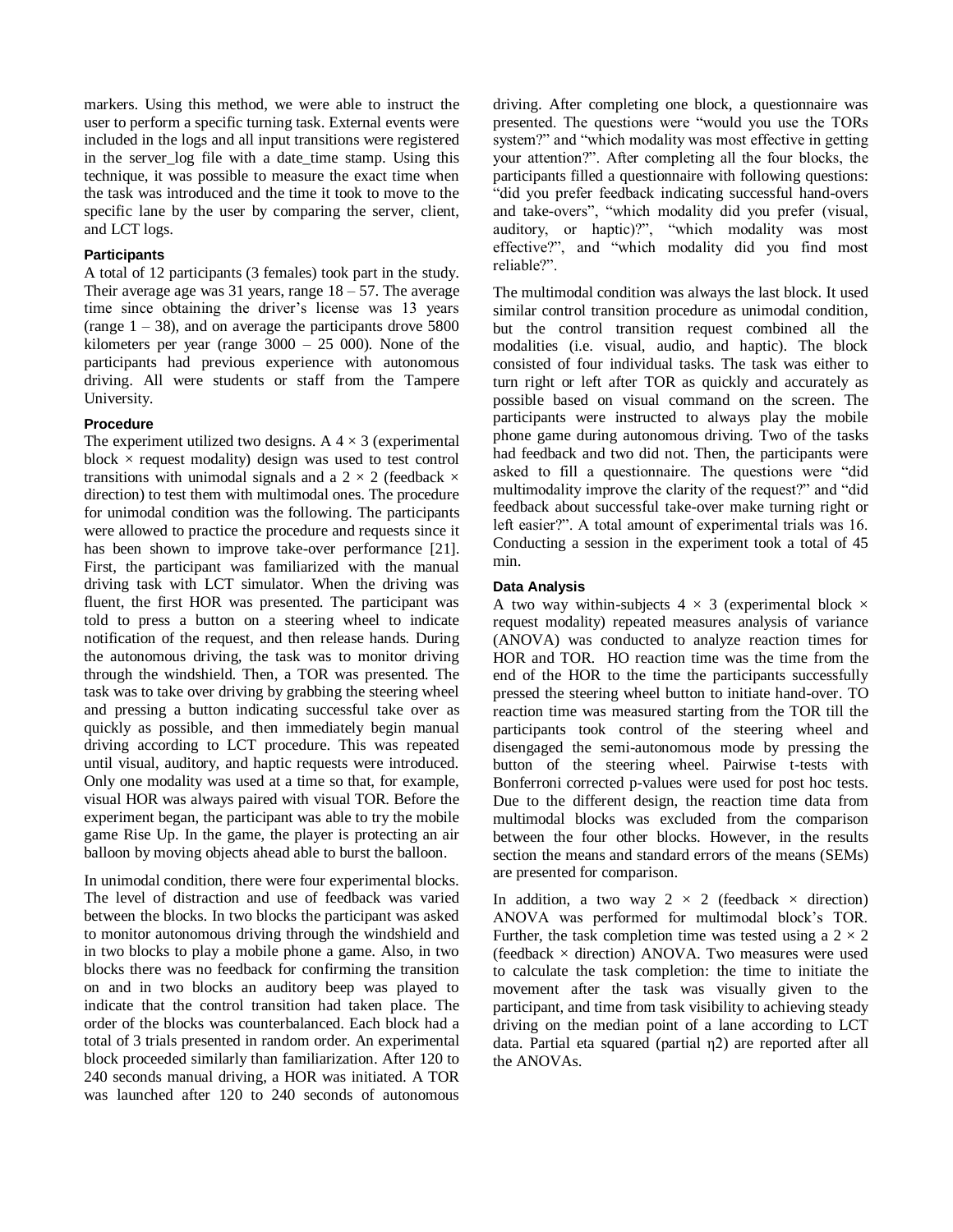markers. Using this method, we were able to instruct the user to perform a specific turning task. External events were included in the logs and all input transitions were registered in the server_log file with a date_time stamp. Using this technique, it was possible to measure the exact time when the task was introduced and the time it took to move to the specific lane by the user by comparing the server, client, and LCT logs.

### Participants

A total of 12 participants (3 females) took part in the study. Their average age was 31 years, range 18 – 57. The average time since obtaining the driver's license was 13 years (range 1 – 38), and on average the participants drove 5800 kilometers per year (range 3000 – 25 000). None of the participants had previous experience with autonomous driving. All were students or staff from the Tampere University.

### Procedure

The experiment utilized two designs. A 4 × 3 (experimental block × request modality) design was used to test control transitions with unimodal signals and a 2 × 2 (feedback × direction) to test them with multimodal ones. The procedure for unimodal condition was the following. The participants were allowed to practice the procedure and requests since it has been shown to improve take-over performance [21]. First, the participant was familiarized with the manual driving task with LCT simulator. When the driving was fluent, the first HOR was presented. The participant was told to press a button on a steering wheel to indicate notification of the request, and then release hands. During the autonomous driving, the task was to monitor driving through the windshield. Then, a TOR was presented. The task was to take over driving by grabbing the steering wheel and pressing a button indicating successful take over as quickly as possible, and then immediately begin manual driving according to LCT procedure. This was repeated until visual, auditory, and haptic requests were introduced. Only one modality was used at a time so that, for example, visual HOR was always paired with visual TOR. Before the experiment began, the participant was able to try the mobile game Rise Up. In the game, the player is protecting an air balloon by moving objects ahead able to burst the balloon.

In unimodal condition, there were four experimental blocks. The level of distraction and use of feedback was varied between the blocks. In two blocks the participant was asked to monitor autonomous driving through the windshield and in two blocks to play a mobile phone a game. Also, in two blocks there was no feedback for confirming the transition on and in two blocks an auditory beep was played to indicate that the control transition had taken place. The order of the blocks was counterbalanced. Each block had a total of 3 trials presented in random order. An experimental block proceeded similarly than familiarization. After 120 to 240 seconds manual driving, a HOR was initiated. A TOR was launched after 120 to 240 seconds of autonomous driving. After completing one block, a questionnaire was presented. The questions were "would you use the TORs system?" and "which modality was most effective in getting your attention?". After completing all the four blocks, the participants filled a questionnaire with following questions: "did you prefer feedback indicating successful hand-overs and take-overs", "which modality did you prefer (visual, auditory, or haptic)?", "which modality was most effective?", and "which modality did you find most reliable?".

The multimodal condition was always the last block. It used similar control transition procedure as unimodal condition, but the control transition request combined all the modalities (i.e. visual, audio, and haptic). The block consisted of four individual tasks. The task was either to turn right or left after TOR as quickly and accurately as possible based on visual command on the screen. The participants were instructed to always play the mobile phone game during autonomous driving. Two of the tasks had feedback and two did not. Then, the participants were asked to fill a questionnaire. The questions were "did multimodality improve the clarity of the request?" and "did feedback about successful take-over make turning right or left easier?". A total amount of experimental trials was 16. Conducting a session in the experiment took a total of 45 min.

### Data Analysis

A two way within-subjects 4 × 3 (experimental block × request modality) repeated measures analysis of variance (ANOVA) was conducted to analyze reaction times for HOR and TOR. HO reaction time was the time from the end of the HOR to the time the participants successfully pressed the steering wheel button to initiate hand-over. TO reaction time was measured starting from the TOR till the participants took control of the steering wheel and disengaged the semi-autonomous mode by pressing the button of the steering wheel. Pairwise t-tests with Bonferroni corrected p-values were used for post hoc tests. Due to the different design, the reaction time data from multimodal blocks was excluded from the comparison between the four other blocks. However, in the results section the means and standard errors of the means (SEMs) are presented for comparison.

In addition, a two way 2 × 2 (feedback × direction) ANOVA was performed for multimodal block's TOR. Further, the task completion time was tested using a 2 × 2 (feedback × direction) ANOVA. Two measures were used to calculate the task completion: the time to initiate the movement after the task was visually given to the participant, and time from task visibility to achieving steady driving on the median point of a lane according to LCT data. Partial eta squared (partial $\eta^2$) are reported after all the ANOVAs.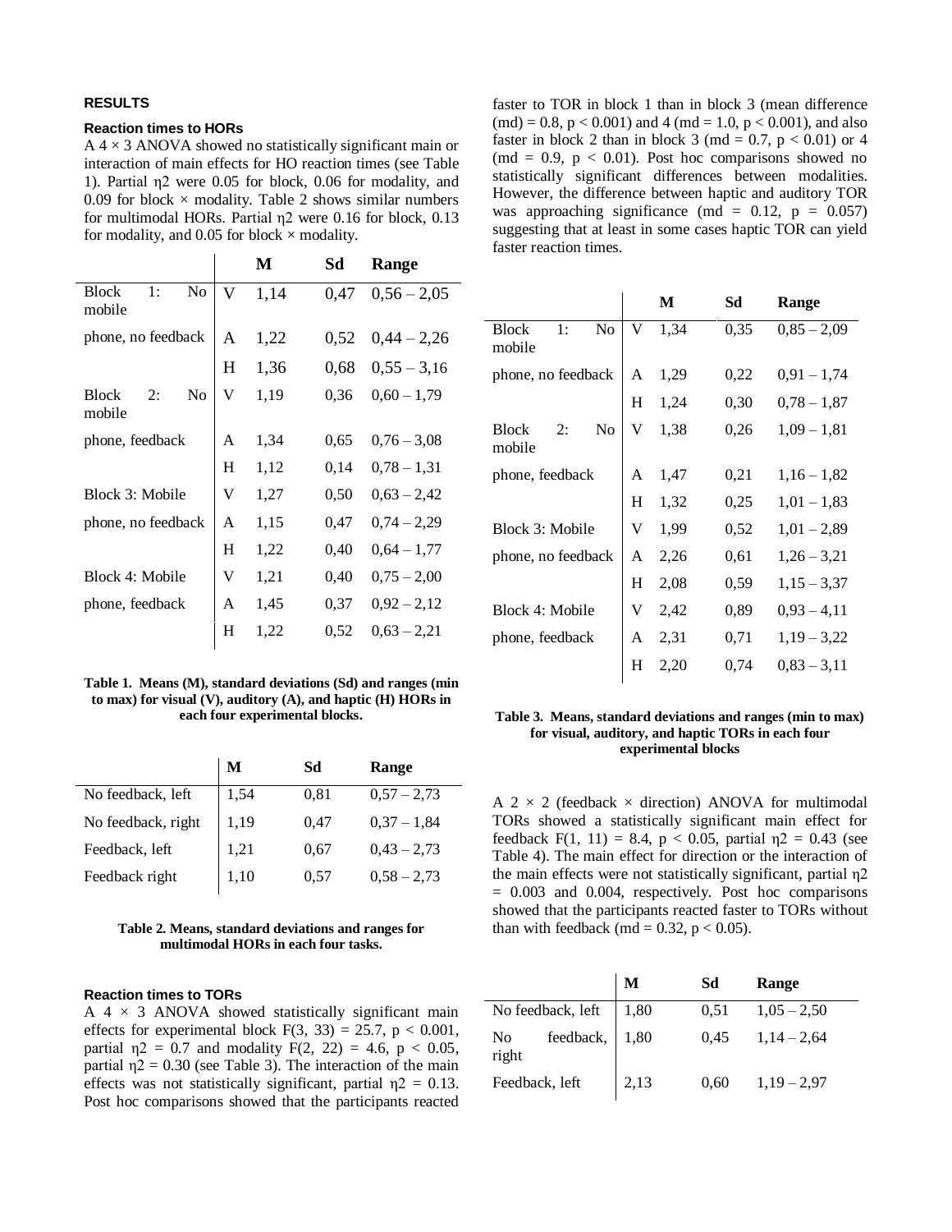## RESULTS

### Reaction times to HORs

A 4 × 3 ANOVA showed no statistically significant main or interaction of main effects for HO reaction times (see Table 1). Partial $\eta 2$ were 0.05 for block, 0.06 for modality, and 0.09 for block × modality. Table 2 shows similar numbers for multimodal HORs. Partial $\eta 2$ were 0.16 for block, 0.13 for modality, and 0.05 for block × modality.

| | | M | Sd | Range |
|---|---|---|---|---|
| Block 1: No mobile | V | 1,14 | 0,47 | 0,56 – 2,05 |
| phone, no feedback | A | 1,22 | 0,52 | 0,44 – 2,26 |
| | H | 1,36 | 0,68 | 0,55 – 3,16 |
| Block 2: No mobile | V | 1,19 | 0,36 | 0,60 – 1,79 |
| phone, feedback | A | 1,34 | 0,65 | 0,76 – 3,08 |
| | H | 1,12 | 0,14 | 0,78 – 1,31 |
| Block 3: Mobile | V | 1,27 | 0,50 | 0,63 – 2,42 |
| phone, no feedback | A | 1,15 | 0,47 | 0,74 – 2,29 |
| | H | 1,22 | 0,40 | 0,64 – 1,77 |
| Block 4: Mobile | V | 1,21 | 0,40 | 0,75 – 2,00 |
| phone, feedback | A | 1,45 | 0,37 | 0,92 – 2,12 |
| | H | 1,22 | 0,52 | 0,63 – 2,21 |

**Table 1. Means (M), standard deviations (Sd) and ranges (min to max) for visual (V), auditory (A), and haptic (H) HORs in each four experimental blocks.**

| | M | Sd | Range |
|---|---|---|---|
| No feedback, left | 1,54 | 0,81 | 0,57 – 2,73 |
| No feedback, right | 1,19 | 0,47 | 0,37 – 1,84 |
| Feedback, left | 1,21 | 0,67 | 0,43 – 2,73 |
| Feedback right | 1,10 | 0,57 | 0,58 – 2,73 |

**Table 2. Means, standard deviations and ranges for multimodal HORs in each four tasks.**

### Reaction times to TORs

A 4 × 3 ANOVA showed statistically significant main effects for experimental block $F(3, 33) = 25.7$, $p < 0.001$, partial $\eta 2 = 0.7$ and modality $F(2, 22) = 4.6$, $p < 0.05$, partial $\eta 2 = 0.30$ (see Table 3). The interaction of the main effects was not statistically significant, partial $\eta 2 = 0.13$. Post hoc comparisons showed that the participants reacted faster to TOR in block 1 than in block 3 (mean difference (md) = 0.8, $p < 0.001$) and 4 (md = 1.0, $p < 0.001$), and also faster in block 2 than in block 3 (md = 0.7, $p < 0.01$) or 4 (md = 0.9, $p < 0.01$). Post hoc comparisons showed no statistically significant differences between modalities. However, the difference between haptic and auditory TOR was approaching significance (md = 0.12, $p = 0.057$) suggesting that at least in some cases haptic TOR can yield faster reaction times.

| | | M | Sd | Range |
|---|---|---|---|---|
| Block 1: No mobile | V | 1,34 | 0,35 | 0,85 – 2,09 |
| phone, no feedback | A | 1,29 | 0,22 | 0,91 – 1,74 |
| | H | 1,24 | 0,30 | 0,78 – 1,87 |
| Block 2: No mobile | V | 1,38 | 0,26 | 1,09 – 1,81 |
| phone, feedback | A | 1,47 | 0,21 | 1,16 – 1,82 |
| | H | 1,32 | 0,25 | 1,01 – 1,83 |
| Block 3: Mobile | V | 1,99 | 0,52 | 1,01 – 2,89 |
| phone, no feedback | A | 2,26 | 0,61 | 1,26 – 3,21 |
| | H | 2,08 | 0,59 | 1,15 – 3,37 |
| Block 4: Mobile | V | 2,42 | 0,89 | 0,93 – 4,11 |
| phone, feedback | A | 2,31 | 0,71 | 1,19 – 3,22 |
| | H | 2,20 | 0,74 | 0,83 – 3,11 |

**Table 3. Means, standard deviations and ranges (min to max) for visual, auditory, and haptic TORs in each four experimental blocks**

A 2 × 2 (feedback × direction) ANOVA for multimodal TORs showed a statistically significant main effect for feedback $F(1, 11) = 8.4$, $p < 0.05$, partial $\eta 2 = 0.43$ (see Table 4). The main effect for direction or the interaction of the main effects were not statistically significant, partial $\eta 2 = 0.003$ and 0.004, respectively. Post hoc comparisons showed that the participants reacted faster to TORs without than with feedback (md = 0.32, $p < 0.05$).

| | M | Sd | Range |
|---|---|---|---|
| No feedback, left | 1,80 | 0,51 | 1,05 – 2,50 |
| No feedback, right | 1,80 | 0,45 | 1,14 – 2,64 |
| Feedback, left | 2,13 | 0,60 | 1,19 – 2,97 |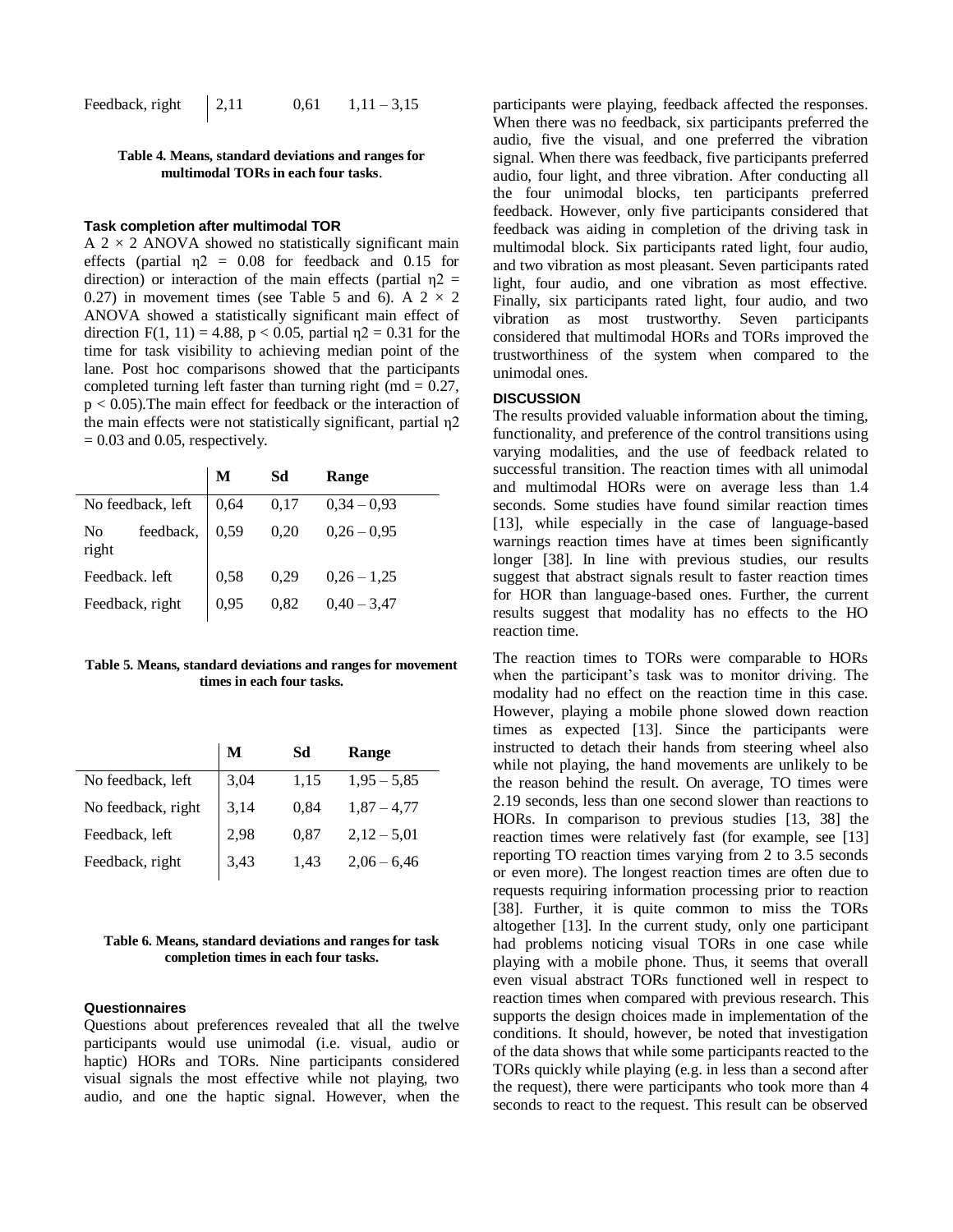| | | | |
|---|---|---|---|
| Feedback, right | 2,11 | 0,61 | 1,11 – 3,15 |

**Table 4. Means, standard deviations and ranges for multimodal TORs in each four tasks.**

### Task completion after multimodal TOR

A 2 × 2 ANOVA showed no statistically significant main effects (partial η2 = 0.08 for feedback and 0.15 for direction) or interaction of the main effects (partial η2 = 0.27) in movement times (see Table 5 and 6). A 2 × 2 ANOVA showed a statistically significant main effect of direction $F(1, 11) = 4.88$, $p < 0.05$, partial η2 = 0.31 for the time for task visibility to achieving median point of the lane. Post hoc comparisons showed that the participants completed turning left faster than turning right (md = 0.27, $p < 0.05$).The main effect for feedback or the interaction of the main effects were not statistically significant, partial η2 = 0.03 and 0.05, respectively.

| | M | Sd | Range |
|---|---|---|---|
| No feedback, left | 0,64 | 0,17 | 0,34 – 0,93 |
| No feedback, right | 0,59 | 0,20 | 0,26 – 0,95 |
| Feedback. left | 0,58 | 0,29 | 0,26 – 1,25 |
| Feedback, right | 0,95 | 0,82 | 0,40 – 3,47 |

**Table 5. Means, standard deviations and ranges for movement times in each four tasks.**

| | M | Sd | Range |
|---|---|---|---|
| No feedback, left | 3,04 | 1,15 | 1,95 – 5,85 |
| No feedback, right | 3,14 | 0,84 | 1,87 – 4,77 |
| Feedback, left | 2,98 | 0,87 | 2,12 – 5,01 |
| Feedback, right | 3,43 | 1,43 | 2,06 – 6,46 |

**Table 6. Means, standard deviations and ranges for task completion times in each four tasks.**

### Questionnaires

Questions about preferences revealed that all the twelve participants would use unimodal (i.e. visual, audio or haptic) HORs and TORs. Nine participants considered visual signals the most effective while not playing, two audio, and one the haptic signal. However, when the participants were playing, feedback affected the responses. When there was no feedback, six participants preferred the audio, five the visual, and one preferred the vibration signal. When there was feedback, five participants preferred audio, four light, and three vibration. After conducting all the four unimodal blocks, ten participants preferred feedback. However, only five participants considered that feedback was aiding in completion of the driving task in multimodal block. Six participants rated light, four audio, and two vibration as most pleasant. Seven participants rated light, four audio, and one vibration as most effective. Finally, six participants rated light, four audio, and two vibration as most trustworthy. Seven participants considered that multimodal HORs and TORs improved the trustworthiness of the system when compared to the unimodal ones.

## DISCUSSION

The results provided valuable information about the timing, functionality, and preference of the control transitions using varying modalities, and the use of feedback related to successful transition. The reaction times with all unimodal and multimodal HORs were on average less than 1.4 seconds. Some studies have found similar reaction times [13], while especially in the case of language-based warnings reaction times have at times been significantly longer [38]. In line with previous studies, our results suggest that abstract signals result to faster reaction times for HOR than language-based ones. Further, the current results suggest that modality has no effects to the HO reaction time.

The reaction times to TORs were comparable to HORs when the participant's task was to monitor driving. The modality had no effect on the reaction time in this case. However, playing a mobile phone slowed down reaction times as expected [13]. Since the participants were instructed to detach their hands from steering wheel also while not playing, the hand movements are unlikely to be the reason behind the result. On average, TO times were 2.19 seconds, less than one second slower than reactions to HORs. In comparison to previous studies [13, 38] the reaction times were relatively fast (for example, see [13] reporting TO reaction times varying from 2 to 3.5 seconds or even more). The longest reaction times are often due to requests requiring information processing prior to reaction [38]. Further, it is quite common to miss the TORs altogether [13]. In the current study, only one participant had problems noticing visual TORs in one case while playing with a mobile phone. Thus, it seems that overall even visual abstract TORs functioned well in respect to reaction times when compared with previous research. This supports the design choices made in implementation of the conditions. It should, however, be noted that investigation of the data shows that while some participants reacted to the TORs quickly while playing (e.g. in less than a second after the request), there were participants who took more than 4 seconds to react to the request. This result can be observed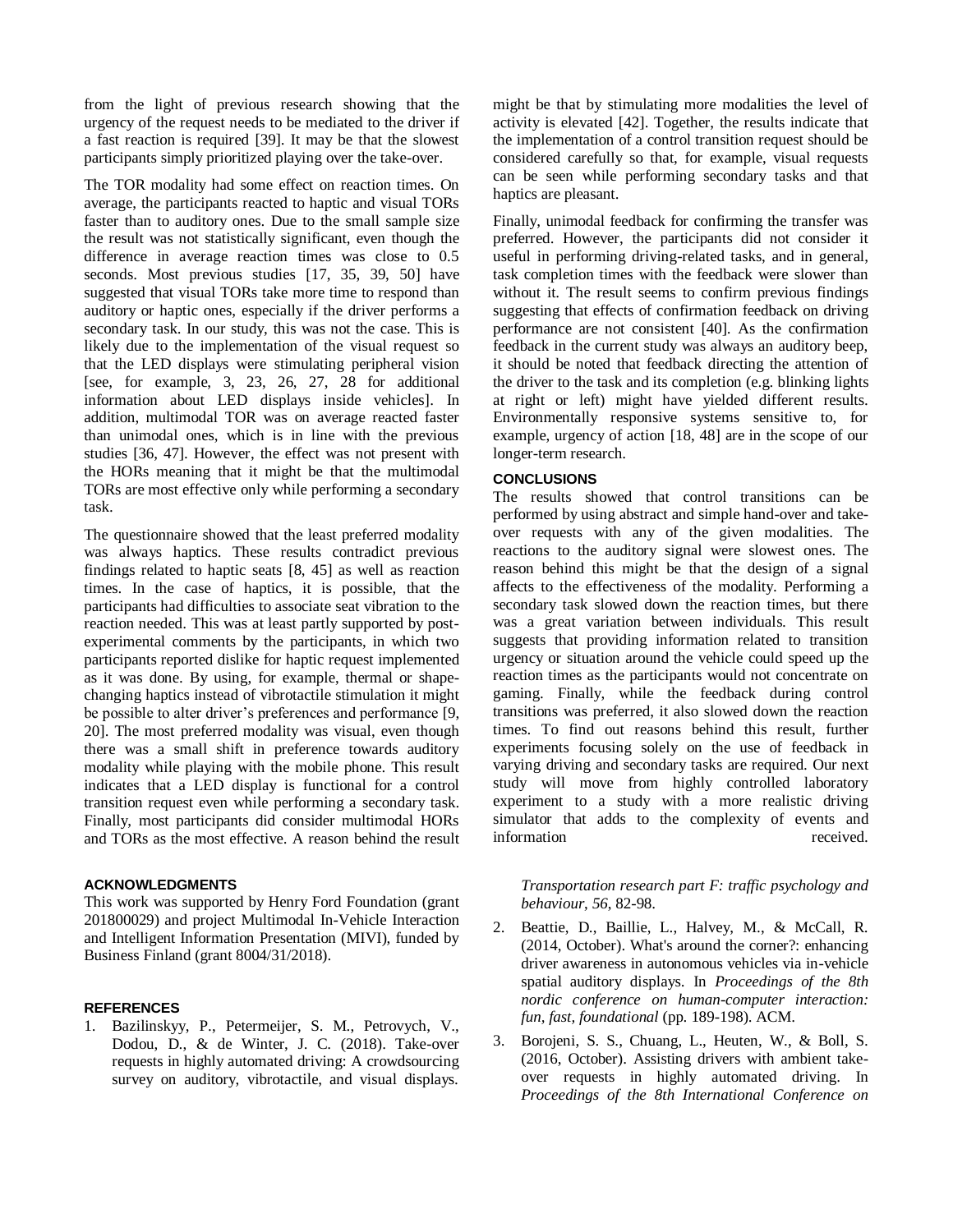from the light of previous research showing that the urgency of the request needs to be mediated to the driver if a fast reaction is required [39]. It may be that the slowest participants simply prioritized playing over the take-over.

The TOR modality had some effect on reaction times. On average, the participants reacted to haptic and visual TORs faster than to auditory ones. Due to the small sample size the result was not statistically significant, even though the difference in average reaction times was close to 0.5 seconds. Most previous studies [17, 35, 39, 50] have suggested that visual TORs take more time to respond than auditory or haptic ones, especially if the driver performs a secondary task. In our study, this was not the case. This is likely due to the implementation of the visual request so that the LED displays were stimulating peripheral vision [see, for example, 3, 23, 26, 27, 28 for additional information about LED displays inside vehicles]. In addition, multimodal TOR was on average reacted faster than unimodal ones, which is in line with the previous studies [36, 47]. However, the effect was not present with the HORs meaning that it might be that the multimodal TORs are most effective only while performing a secondary task.

The questionnaire showed that the least preferred modality was always haptics. These results contradict previous findings related to haptic seats [8, 45] as well as reaction times. In the case of haptics, it is possible, that the participants had difficulties to associate seat vibration to the reaction needed. This was at least partly supported by post-experimental comments by the participants, in which two participants reported dislike for haptic request implemented as it was done. By using, for example, thermal or shape-changing haptics instead of vibrotactile stimulation it might be possible to alter driver's preferences and performance [9, 20]. The most preferred modality was visual, even though there was a small shift in preference towards auditory modality while playing with the mobile phone. This result indicates that a LED display is functional for a control transition request even while performing a secondary task. Finally, most participants did consider multimodal HORs and TORs as the most effective. A reason behind the result might be that by stimulating more modalities the level of activity is elevated [42]. Together, the results indicate that the implementation of a control transition request should be considered carefully so that, for example, visual requests can be seen while performing secondary tasks and that haptics are pleasant.

Finally, unimodal feedback for confirming the transfer was preferred. However, the participants did not consider it useful in performing driving-related tasks, and in general, task completion times with the feedback were slower than without it. The result seems to confirm previous findings suggesting that effects of confirmation feedback on driving performance are not consistent [40]. As the confirmation feedback in the current study was always an auditory beep, it should be noted that feedback directing the attention of the driver to the task and its completion (e.g. blinking lights at right or left) might have yielded different results. Environmentally responsive systems sensitive to, for example, urgency of action [18, 48] are in the scope of our longer-term research.

## CONCLUSIONS

The results showed that control transitions can be performed by using abstract and simple hand-over and take-over requests with any of the given modalities. The reactions to the auditory signal were slowest ones. The reason behind this might be that the design of a signal affects to the effectiveness of the modality. Performing a secondary task slowed down the reaction times, but there was a great variation between individuals. This result suggests that providing information related to transition urgency or situation around the vehicle could speed up the reaction times as the participants would not concentrate on gaming. Finally, while the feedback during control transitions was preferred, it also slowed down the reaction times. To find out reasons behind this result, further experiments focusing solely on the use of feedback in varying driving and secondary tasks are required. Our next study will move from highly controlled laboratory experiment to a study with a more realistic driving simulator that adds to the complexity of events and information received.

## ACKNOWLEDGMENTS

This work was supported by Henry Ford Foundation (grant 201800029) and project Multimodal In-Vehicle Interaction and Intelligent Information Presentation (MIVI), funded by Business Finland (grant 8004/31/2018).

## REFERENCES

1. Bazilinskyy, P., Petermeijer, S. M., Petrovych, V., Dodou, D., & de Winter, J. C. (2018). Take-over requests in highly automated driving: A crowdsourcing survey on auditory, vibrotactile, and visual displays. *Transportation research part F: traffic psychology and behaviour*, *56*, 82-98.
2. Beattie, D., Baillie, L., Halvey, M., & McCall, R. (2014, October). What's around the corner?: enhancing driver awareness in autonomous vehicles via in-vehicle spatial auditory displays. In *Proceedings of the 8th nordic conference on human-computer interaction: fun, fast, foundational* (pp. 189-198). ACM.
3. Borojeni, S. S., Chuang, L., Heuten, W., & Boll, S. (2016, October). Assisting drivers with ambient take-over requests in highly automated driving. In *Proceedings of the 8th International Conference on*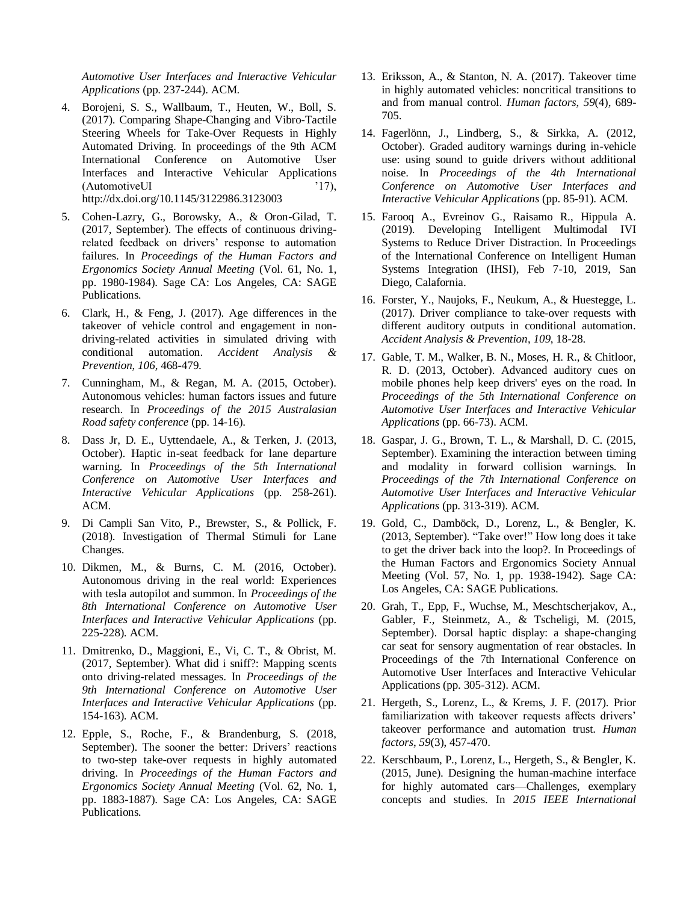*Automotive User Interfaces and Interactive Vehicular Applications* (pp. 237-244). ACM.

4. Borojeni, S. S., Wallbaum, T., Heuten, W., Boll, S. (2017). Comparing Shape-Changing and Vibro-Tactile Steering Wheels for Take-Over Requests in Highly Automated Driving. In proceedings of the 9th ACM International Conference on Automotive User Interfaces and Interactive Vehicular Applications (AutomotiveUI '17), http://dx.doi.org/10.1145/3122986.3123003

5. Cohen-Lazry, G., Borowsky, A., & Oron-Gilad, T. (2017, September). The effects of continuous driving-related feedback on drivers' response to automation failures. In *Proceedings of the Human Factors and Ergonomics Society Annual Meeting* (Vol. 61, No. 1, pp. 1980-1984). Sage CA: Los Angeles, CA: SAGE Publications.

6. Clark, H., & Feng, J. (2017). Age differences in the takeover of vehicle control and engagement in non-driving-related activities in simulated driving with conditional automation. *Accident Analysis & Prevention*, *106*, 468-479.

7. Cunningham, M., & Regan, M. A. (2015, October). Autonomous vehicles: human factors issues and future research. In *Proceedings of the 2015 Australasian Road safety conference* (pp. 14-16).

8. Dass Jr, D. E., Uyttendaele, A., & Terken, J. (2013, October). Haptic in-seat feedback for lane departure warning. In *Proceedings of the 5th International Conference on Automotive User Interfaces and Interactive Vehicular Applications* (pp. 258-261). ACM.

9. Di Campli San Vito, P., Brewster, S., & Pollick, F. (2018). Investigation of Thermal Stimuli for Lane Changes.

10. Dikmen, M., & Burns, C. M. (2016, October). Autonomous driving in the real world: Experiences with tesla autopilot and summon. In *Proceedings of the 8th International Conference on Automotive User Interfaces and Interactive Vehicular Applications* (pp. 225-228). ACM.

11. Dmitrenko, D., Maggioni, E., Vi, C. T., & Obrist, M. (2017, September). What did i sniff?: Mapping scents onto driving-related messages. In *Proceedings of the 9th International Conference on Automotive User Interfaces and Interactive Vehicular Applications* (pp. 154-163). ACM.

12. Epple, S., Roche, F., & Brandenburg, S. (2018, September). The sooner the better: Drivers' reactions to two-step take-over requests in highly automated driving. In *Proceedings of the Human Factors and Ergonomics Society Annual Meeting* (Vol. 62, No. 1, pp. 1883-1887). Sage CA: Los Angeles, CA: SAGE Publications.

13. Eriksson, A., & Stanton, N. A. (2017). Takeover time in highly automated vehicles: noncritical transitions to and from manual control. *Human factors*, *59*(4), 689-705.

14. Fagerlönn, J., Lindberg, S., & Sirkka, A. (2012, October). Graded auditory warnings during in-vehicle use: using sound to guide drivers without additional noise. In *Proceedings of the 4th International Conference on Automotive User Interfaces and Interactive Vehicular Applications* (pp. 85-91). ACM.

15. Farooq A., Evreinov G., Raisamo R., Hippula A. (2019). Developing Intelligent Multimodal IVI Systems to Reduce Driver Distraction. In Proceedings of the International Conference on Intelligent Human Systems Integration (IHSI), Feb 7-10, 2019, San Diego, Calafornia.

16. Forster, Y., Naujoks, F., Neukum, A., & Huestegge, L. (2017). Driver compliance to take-over requests with different auditory outputs in conditional automation. *Accident Analysis & Prevention*, *109*, 18-28.

17. Gable, T. M., Walker, B. N., Moses, H. R., & Chitloor, R. D. (2013, October). Advanced auditory cues on mobile phones help keep drivers' eyes on the road. In *Proceedings of the 5th International Conference on Automotive User Interfaces and Interactive Vehicular Applications* (pp. 66-73). ACM.

18. Gaspar, J. G., Brown, T. L., & Marshall, D. C. (2015, September). Examining the interaction between timing and modality in forward collision warnings. In *Proceedings of the 7th International Conference on Automotive User Interfaces and Interactive Vehicular Applications* (pp. 313-319). ACM.

19. Gold, C., Damböck, D., Lorenz, L., & Bengler, K. (2013, September). "Take over!" How long does it take to get the driver back into the loop?. In Proceedings of the Human Factors and Ergonomics Society Annual Meeting (Vol. 57, No. 1, pp. 1938-1942). Sage CA: Los Angeles, CA: SAGE Publications.

20. Grah, T., Epp, F., Wuchse, M., Meschtscherjakov, A., Gabler, F., Steinmetz, A., & Tscheligi, M. (2015, September). Dorsal haptic display: a shape-changing car seat for sensory augmentation of rear obstacles. In Proceedings of the 7th International Conference on Automotive User Interfaces and Interactive Vehicular Applications (pp. 305-312). ACM.

21. Hergeth, S., Lorenz, L., & Krems, J. F. (2017). Prior familiarization with takeover requests affects drivers' takeover performance and automation trust. *Human factors*, *59*(3), 457-470.

22. Kerschbaum, P., Lorenz, L., Hergeth, S., & Bengler, K. (2015, June). Designing the human-machine interface for highly automated cars—Challenges, exemplary concepts and studies. In *2015 IEEE International*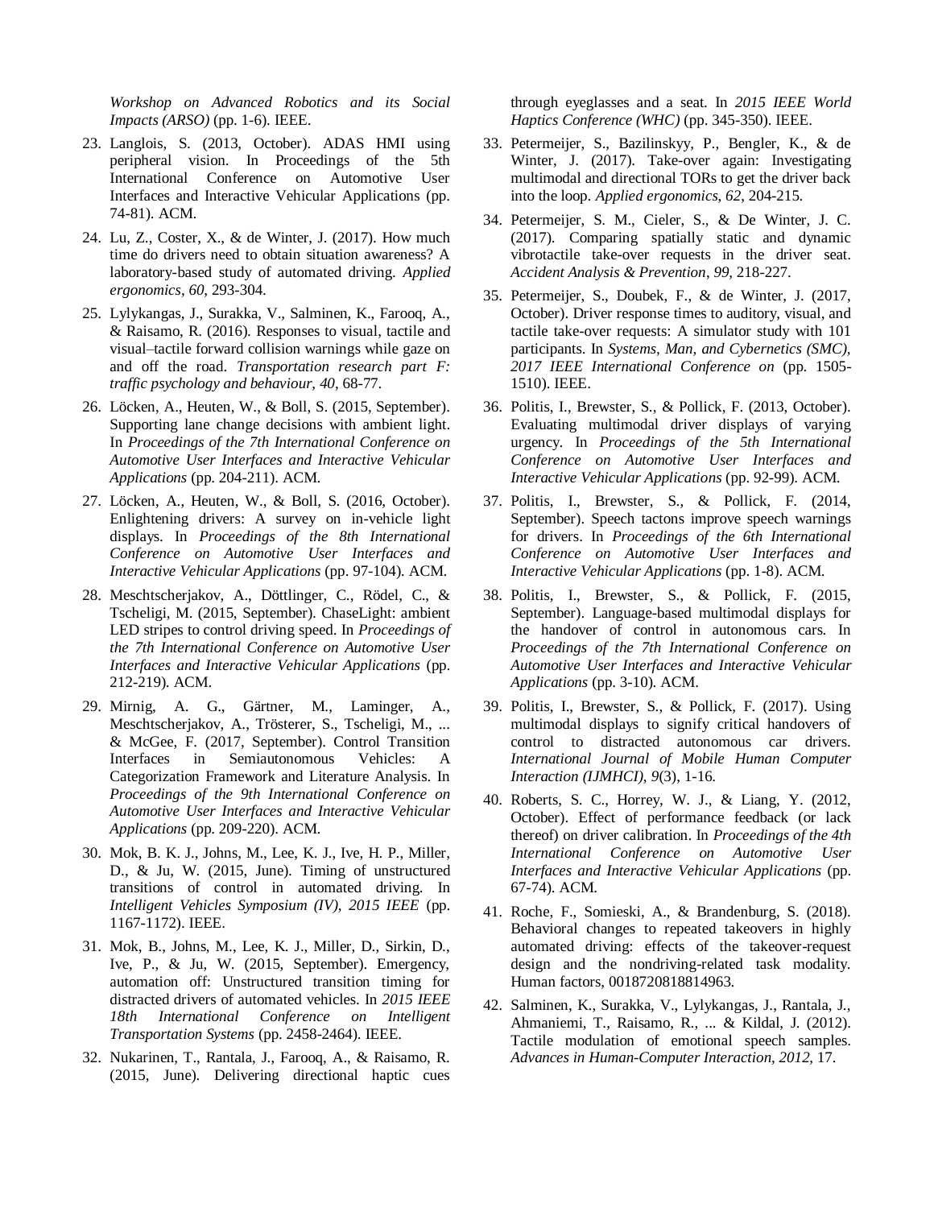*Workshop on Advanced Robotics and its Social Impacts (ARSO)* (pp. 1-6). IEEE.

23. Langlois, S. (2013, October). ADAS HMI using peripheral vision. In Proceedings of the 5th International Conference on Automotive User Interfaces and Interactive Vehicular Applications (pp. 74-81). ACM.
24. Lu, Z., Coster, X., & de Winter, J. (2017). How much time do drivers need to obtain situation awareness? A laboratory-based study of automated driving. *Applied ergonomics*, *60*, 293-304.
25. Lylykangas, J., Surakka, V., Salminen, K., Farooq, A., & Raisamo, R. (2016). Responses to visual, tactile and visual–tactile forward collision warnings while gaze on and off the road. *Transportation research part F: traffic psychology and behaviour*, *40*, 68-77.
26. Löcken, A., Heuten, W., & Boll, S. (2015, September). Supporting lane change decisions with ambient light. In *Proceedings of the 7th International Conference on Automotive User Interfaces and Interactive Vehicular Applications* (pp. 204-211). ACM.
27. Löcken, A., Heuten, W., & Boll, S. (2016, October). Enlightening drivers: A survey on in-vehicle light displays. In *Proceedings of the 8th International Conference on Automotive User Interfaces and Interactive Vehicular Applications* (pp. 97-104). ACM.
28. Meschtscherjakov, A., Döttlinger, C., Rödel, C., & Tscheligi, M. (2015, September). ChaseLight: ambient LED stripes to control driving speed. In *Proceedings of the 7th International Conference on Automotive User Interfaces and Interactive Vehicular Applications* (pp. 212-219). ACM.
29. Mirnig, A. G., Gärtner, M., Laminger, A., Meschtscherjakov, A., Trösterer, S., Tscheligi, M., ... & McGee, F. (2017, September). Control Transition Interfaces in Semiautonomous Vehicles: A Categorization Framework and Literature Analysis. In *Proceedings of the 9th International Conference on Automotive User Interfaces and Interactive Vehicular Applications* (pp. 209-220). ACM.
30. Mok, B. K. J., Johns, M., Lee, K. J., Ive, H. P., Miller, D., & Ju, W. (2015, June). Timing of unstructured transitions of control in automated driving. In *Intelligent Vehicles Symposium (IV), 2015 IEEE* (pp. 1167-1172). IEEE.
31. Mok, B., Johns, M., Lee, K. J., Miller, D., Sirkin, D., Ive, P., & Ju, W. (2015, September). Emergency, automation off: Unstructured transition timing for distracted drivers of automated vehicles. In *2015 IEEE 18th International Conference on Intelligent Transportation Systems* (pp. 2458-2464). IEEE.
32. Nukarinen, T., Rantala, J., Farooq, A., & Raisamo, R. (2015, June). Delivering directional haptic cues through eyeglasses and a seat. In *2015 IEEE World Haptics Conference (WHC)* (pp. 345-350). IEEE.
33. Petermeijer, S., Bazilinskyy, P., Bengler, K., & de Winter, J. (2017). Take-over again: Investigating multimodal and directional TORs to get the driver back into the loop. *Applied ergonomics*, *62*, 204-215.
34. Petermeijer, S. M., Cieler, S., & De Winter, J. C. (2017). Comparing spatially static and dynamic vibrotactile take-over requests in the driver seat. *Accident Analysis & Prevention*, *99*, 218-227.
35. Petermeijer, S., Doubek, F., & de Winter, J. (2017, October). Driver response times to auditory, visual, and tactile take-over requests: A simulator study with 101 participants. In *Systems, Man, and Cybernetics (SMC), 2017 IEEE International Conference on* (pp. 1505-1510). IEEE.
36. Politis, I., Brewster, S., & Pollick, F. (2013, October). Evaluating multimodal driver displays of varying urgency. In *Proceedings of the 5th International Conference on Automotive User Interfaces and Interactive Vehicular Applications* (pp. 92-99). ACM.
37. Politis, I., Brewster, S., & Pollick, F. (2014, September). Speech tactons improve speech warnings for drivers. In *Proceedings of the 6th International Conference on Automotive User Interfaces and Interactive Vehicular Applications* (pp. 1-8). ACM.
38. Politis, I., Brewster, S., & Pollick, F. (2015, September). Language-based multimodal displays for the handover of control in autonomous cars. In *Proceedings of the 7th International Conference on Automotive User Interfaces and Interactive Vehicular Applications* (pp. 3-10). ACM.
39. Politis, I., Brewster, S., & Pollick, F. (2017). Using multimodal displays to signify critical handovers of control to distracted autonomous car drivers. *International Journal of Mobile Human Computer Interaction (IJMHCI)*, *9*(3), 1-16.
40. Roberts, S. C., Horrey, W. J., & Liang, Y. (2012, October). Effect of performance feedback (or lack thereof) on driver calibration. In *Proceedings of the 4th International Conference on Automotive User Interfaces and Interactive Vehicular Applications* (pp. 67-74). ACM.
41. Roche, F., Somieski, A., & Brandenburg, S. (2018). Behavioral changes to repeated takeovers in highly automated driving: effects of the takeover-request design and the nondriving-related task modality. Human factors, 0018720818814963.
42. Salminen, K., Surakka, V., Lylykangas, J., Rantala, J., Ahmaniemi, T., Raisamo, R., ... & Kildal, J. (2012). Tactile modulation of emotional speech samples. *Advances in Human-Computer Interaction*, *2012*, 17.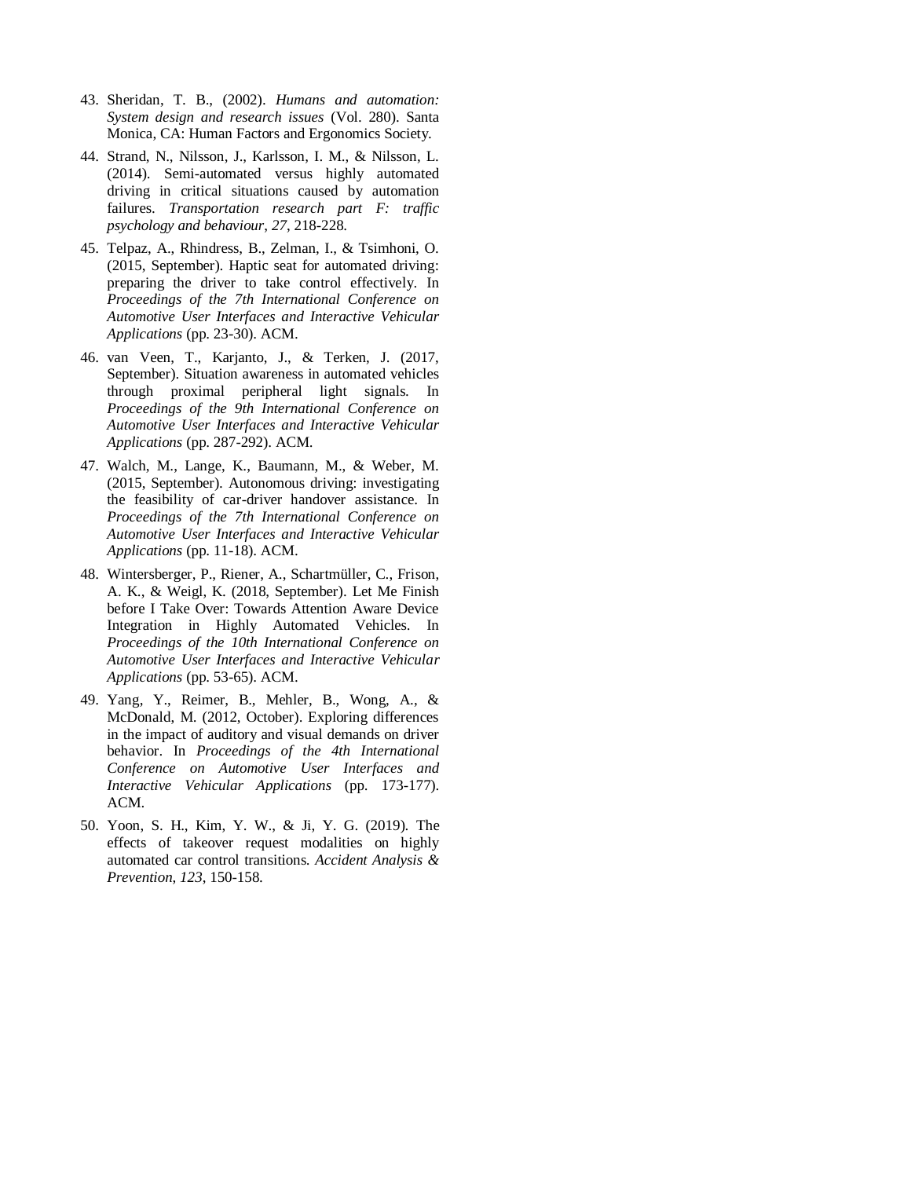43. Sheridan, T. B., (2002). *Humans and automation: System design and research issues* (Vol. 280). Santa Monica, CA: Human Factors and Ergonomics Society.

44. Strand, N., Nilsson, J., Karlsson, I. M., & Nilsson, L. (2014). Semi-automated versus highly automated driving in critical situations caused by automation failures. *Transportation research part F: traffic psychology and behaviour*, *27*, 218-228.

45. Telpaz, A., Rhindress, B., Zelman, I., & Tsimhoni, O. (2015, September). Haptic seat for automated driving: preparing the driver to take control effectively. In *Proceedings of the 7th International Conference on Automotive User Interfaces and Interactive Vehicular Applications* (pp. 23-30). ACM.

46. van Veen, T., Karjanto, J., & Terken, J. (2017, September). Situation awareness in automated vehicles through proximal peripheral light signals. In *Proceedings of the 9th International Conference on Automotive User Interfaces and Interactive Vehicular Applications* (pp. 287-292). ACM.

47. Walch, M., Lange, K., Baumann, M., & Weber, M. (2015, September). Autonomous driving: investigating the feasibility of car-driver handover assistance. In *Proceedings of the 7th International Conference on Automotive User Interfaces and Interactive Vehicular Applications* (pp. 11-18). ACM.

48. Wintersberger, P., Riener, A., Schartmüller, C., Frison, A. K., & Weigl, K. (2018, September). Let Me Finish before I Take Over: Towards Attention Aware Device Integration in Highly Automated Vehicles. In *Proceedings of the 10th International Conference on Automotive User Interfaces and Interactive Vehicular Applications* (pp. 53-65). ACM.

49. Yang, Y., Reimer, B., Mehler, B., Wong, A., & McDonald, M. (2012, October). Exploring differences in the impact of auditory and visual demands on driver behavior. In *Proceedings of the 4th International Conference on Automotive User Interfaces and Interactive Vehicular Applications* (pp. 173-177). ACM.

50. Yoon, S. H., Kim, Y. W., & Ji, Y. G. (2019). The effects of takeover request modalities on highly automated car control transitions. *Accident Analysis & Prevention*, *123*, 150-158.